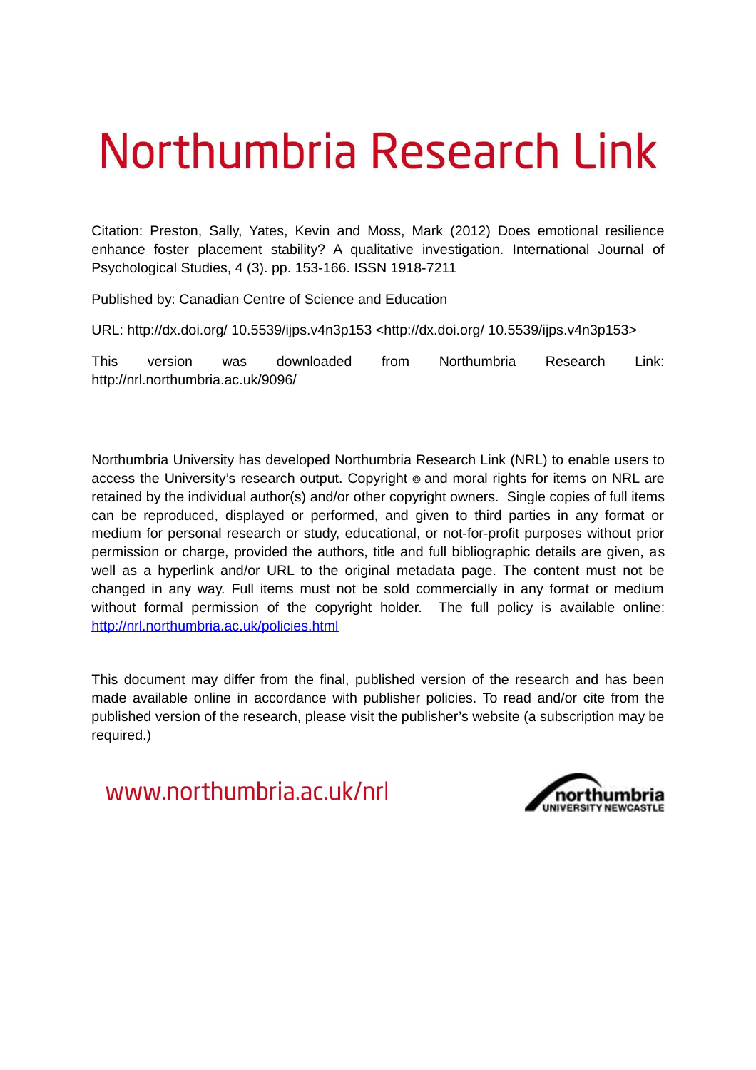# Northumbria Research Link

Citation: Preston, Sally, Yates, Kevin and Moss, Mark (2012) Does emotional resilience enhance foster placement stability? A qualitative investigation. International Journal of Psychological Studies, 4 (3). pp. 153-166. ISSN 1918-7211

Published by: Canadian Centre of Science and Education

URL: http://dx.doi.org/ 10.5539/ijps.v4n3p153 <http://dx.doi.org/ 10.5539/ijps.v4n3p153>

This version was downloaded from Northumbria Research Link: http://nrl.northumbria.ac.uk/9096/

Northumbria University has developed Northumbria Research Link (NRL) to enable users to access the University's research output. Copyright © and moral rights for items on NRL are retained by the individual author(s) and/or other copyright owners. Single copies of full items can be reproduced, displayed or performed, and given to third parties in any format or medium for personal research or study, educational, or not-for-profit purposes without prior permission or charge, provided the authors, title and full bibliographic details are given, as well as a hyperlink and/or URL to the original metadata page. The content must not be changed in any way. Full items must not be sold commercially in any format or medium without formal permission of the copyright holder. The full policy is available online: http://nrl.northumbria.ac.uk/policies.html

This document may differ from the final, published version of the research and has been made available online in accordance with publisher policies. To read and/or cite from the published version of the research, please visit the publisher's website (a subscription may be required.)

www.northumbria.ac.uk/nrl

northumbria UNIVERSITY NEWCASTLE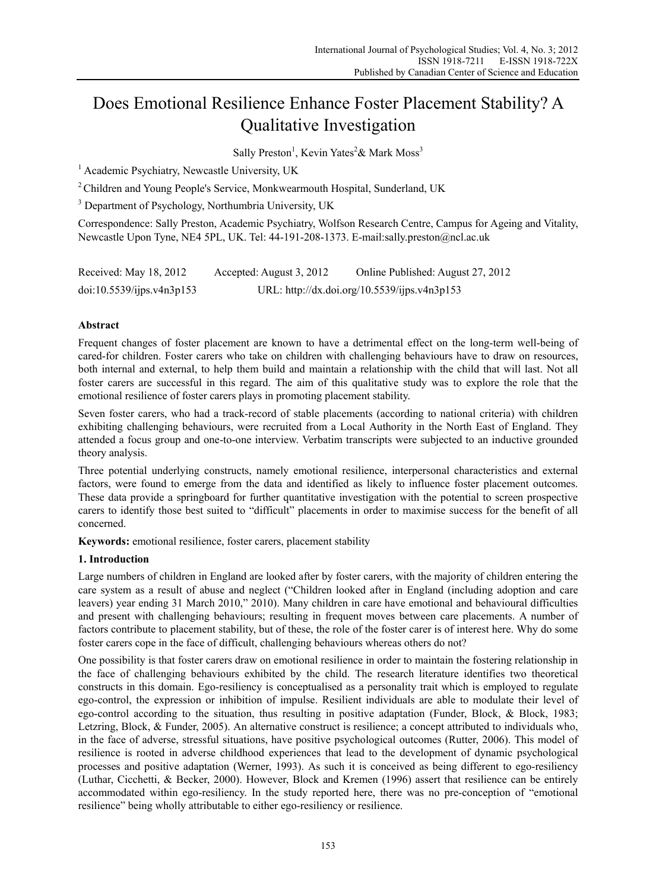# Does Emotional Resilience Enhance Foster Placement Stability? A Qualitative Investigation

Sally Preston[1], Kevin Yates[2] & Mark Moss[3]

[1] Academic Psychiatry, Newcastle University, UK

[2] Children and Young People's Service, Monkwearmouth Hospital, Sunderland, UK

[3] Department of Psychology, Northumbria University, UK

Correspondence: Sally Preston, Academic Psychiatry, Wolfson Research Centre, Campus for Ageing and Vitality, Newcastle Upon Tyne, NE4 5PL, UK. Tel: 44-191-208-1373. E-mail:sally.preston@ncl.ac.uk

Received: May 18, 2012    Accepted: August 3, 2012    Online Published: August 27, 2012

doi:10.5539/ijps.v4n3p153    URL: http://dx.doi.org/10.5539/ijps.v4n3p153

**Abstract**

Frequent changes of foster placement are known to have a detrimental effect on the long-term well-being of cared-for children. Foster carers who take on children with challenging behaviours have to draw on resources, both internal and external, to help them build and maintain a relationship with the child that will last. Not all foster carers are successful in this regard. The aim of this qualitative study was to explore the role that the emotional resilience of foster carers plays in promoting placement stability.

Seven foster carers, who had a track-record of stable placements (according to national criteria) with children exhibiting challenging behaviours, were recruited from a Local Authority in the North East of England. They attended a focus group and one-to-one interview. Verbatim transcripts were subjected to an inductive grounded theory analysis.

Three potential underlying constructs, namely emotional resilience, interpersonal characteristics and external factors, were found to emerge from the data and identified as likely to influence foster placement outcomes. These data provide a springboard for further quantitative investigation with the potential to screen prospective carers to identify those best suited to "difficult" placements in order to maximise success for the benefit of all concerned.

**Keywords:** emotional resilience, foster carers, placement stability

## 1. Introduction

Large numbers of children in England are looked after by foster carers, with the majority of children entering the care system as a result of abuse and neglect ("Children looked after in England (including adoption and care leavers) year ending 31 March 2010," 2010). Many children in care have emotional and behavioural difficulties and present with challenging behaviours; resulting in frequent moves between care placements. A number of factors contribute to placement stability, but of these, the role of the foster carer is of interest here. Why do some foster carers cope in the face of difficult, challenging behaviours whereas others do not?

One possibility is that foster carers draw on emotional resilience in order to maintain the fostering relationship in the face of challenging behaviours exhibited by the child. The research literature identifies two theoretical constructs in this domain. Ego-resiliency is conceptualised as a personality trait which is employed to regulate ego-control, the expression or inhibition of impulse. Resilient individuals are able to modulate their level of ego-control according to the situation, thus resulting in positive adaptation (Funder, Block, & Block, 1983; Letzring, Block, & Funder, 2005). An alternative construct is resilience; a concept attributed to individuals who, in the face of adverse, stressful situations, have positive psychological outcomes (Rutter, 2006). This model of resilience is rooted in adverse childhood experiences that lead to the development of dynamic psychological processes and positive adaptation (Werner, 1993). As such it is conceived as being different to ego-resiliency (Luthar, Cicchetti, & Becker, 2000). However, Block and Kremen (1996) assert that resilience can be entirely accommodated within ego-resiliency. In the study reported here, there was no pre-conception of "emotional resilience" being wholly attributable to either ego-resiliency or resilience.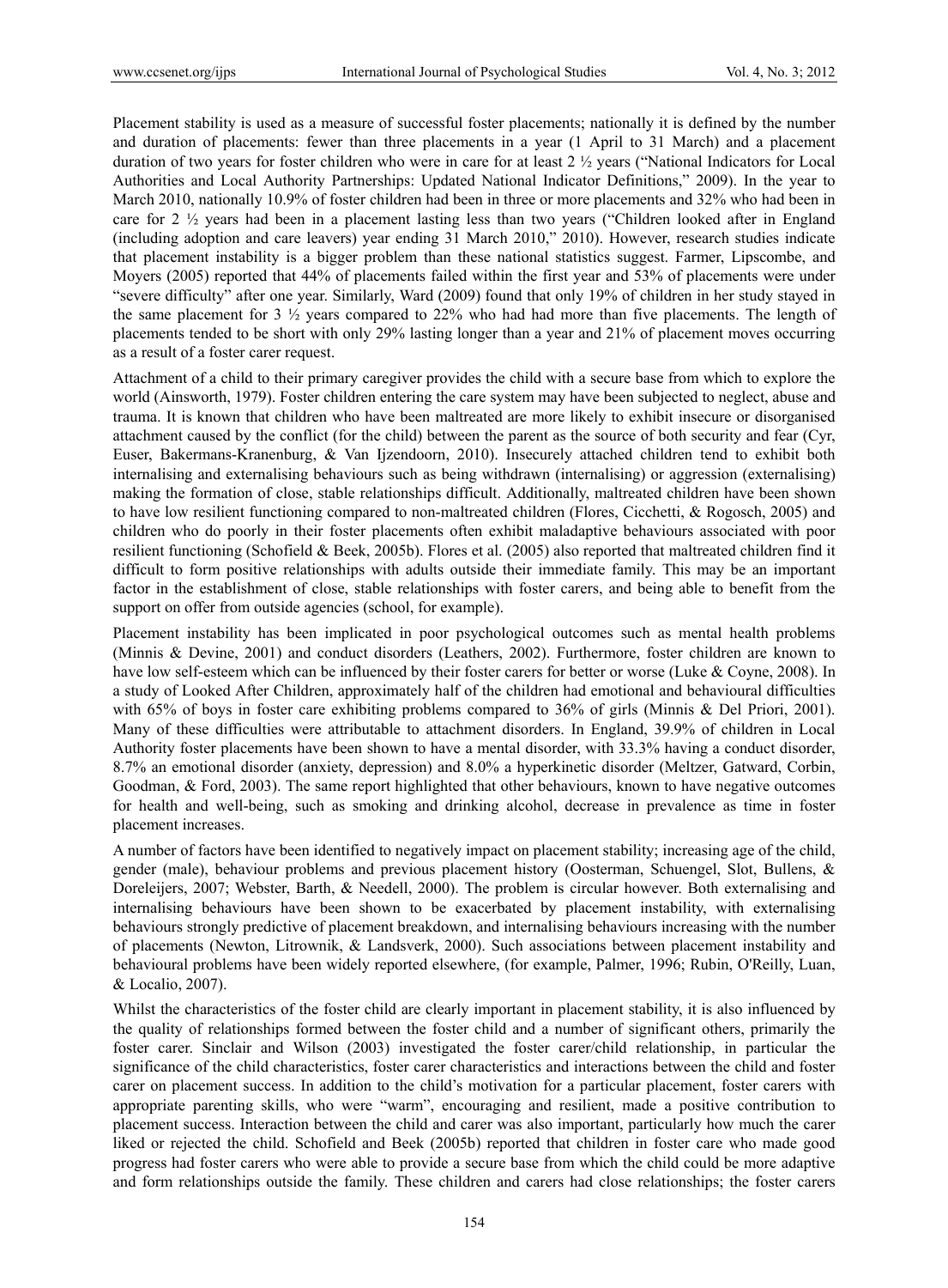Placement stability is used as a measure of successful foster placements; nationally it is defined by the number and duration of placements: fewer than three placements in a year (1 April to 31 March) and a placement duration of two years for foster children who were in care for at least 2 ½ years ("National Indicators for Local Authorities and Local Authority Partnerships: Updated National Indicator Definitions," 2009). In the year to March 2010, nationally 10.9% of foster children had been in three or more placements and 32% who had been in care for 2 ½ years had been in a placement lasting less than two years ("Children looked after in England (including adoption and care leavers) year ending 31 March 2010," 2010). However, research studies indicate that placement instability is a bigger problem than these national statistics suggest. Farmer, Lipscombe, and Moyers (2005) reported that 44% of placements failed within the first year and 53% of placements were under "severe difficulty" after one year. Similarly, Ward (2009) found that only 19% of children in her study stayed in the same placement for 3 ½ years compared to 22% who had had more than five placements. The length of placements tended to be short with only 29% lasting longer than a year and 21% of placement moves occurring as a result of a foster carer request.

Attachment of a child to their primary caregiver provides the child with a secure base from which to explore the world (Ainsworth, 1979). Foster children entering the care system may have been subjected to neglect, abuse and trauma. It is known that children who have been maltreated are more likely to exhibit insecure or disorganised attachment caused by the conflict (for the child) between the parent as the source of both security and fear (Cyr, Euser, Bakermans-Kranenburg, & Van Ijzendoorn, 2010). Insecurely attached children tend to exhibit both internalising and externalising behaviours such as being withdrawn (internalising) or aggression (externalising) making the formation of close, stable relationships difficult. Additionally, maltreated children have been shown to have low resilient functioning compared to non-maltreated children (Flores, Cicchetti, & Rogosch, 2005) and children who do poorly in their foster placements often exhibit maladaptive behaviours associated with poor resilient functioning (Schofield & Beek, 2005b). Flores et al. (2005) also reported that maltreated children find it difficult to form positive relationships with adults outside their immediate family. This may be an important factor in the establishment of close, stable relationships with foster carers, and being able to benefit from the support on offer from outside agencies (school, for example).

Placement instability has been implicated in poor psychological outcomes such as mental health problems (Minnis & Devine, 2001) and conduct disorders (Leathers, 2002). Furthermore, foster children are known to have low self-esteem which can be influenced by their foster carers for better or worse (Luke & Coyne, 2008). In a study of Looked After Children, approximately half of the children had emotional and behavioural difficulties with 65% of boys in foster care exhibiting problems compared to 36% of girls (Minnis & Del Priori, 2001). Many of these difficulties were attributable to attachment disorders. In England, 39.9% of children in Local Authority foster placements have been shown to have a mental disorder, with 33.3% having a conduct disorder, 8.7% an emotional disorder (anxiety, depression) and 8.0% a hyperkinetic disorder (Meltzer, Gatward, Corbin, Goodman, & Ford, 2003). The same report highlighted that other behaviours, known to have negative outcomes for health and well-being, such as smoking and drinking alcohol, decrease in prevalence as time in foster placement increases.

A number of factors have been identified to negatively impact on placement stability; increasing age of the child, gender (male), behaviour problems and previous placement history (Oosterman, Schuengel, Slot, Bullens, & Doreleijers, 2007; Webster, Barth, & Needell, 2000). The problem is circular however. Both externalising and internalising behaviours have been shown to be exacerbated by placement instability, with externalising behaviours strongly predictive of placement breakdown, and internalising behaviours increasing with the number of placements (Newton, Litrownik, & Landsverk, 2000). Such associations between placement instability and behavioural problems have been widely reported elsewhere, (for example, Palmer, 1996; Rubin, O'Reilly, Luan, & Localio, 2007).

Whilst the characteristics of the foster child are clearly important in placement stability, it is also influenced by the quality of relationships formed between the foster child and a number of significant others, primarily the foster carer. Sinclair and Wilson (2003) investigated the foster carer/child relationship, in particular the significance of the child characteristics, foster carer characteristics and interactions between the child and foster carer on placement success. In addition to the child's motivation for a particular placement, foster carers with appropriate parenting skills, who were "warm", encouraging and resilient, made a positive contribution to placement success. Interaction between the child and carer was also important, particularly how much the carer liked or rejected the child. Schofield and Beek (2005b) reported that children in foster care who made good progress had foster carers who were able to provide a secure base from which the child could be more adaptive and form relationships outside the family. These children and carers had close relationships; the foster carers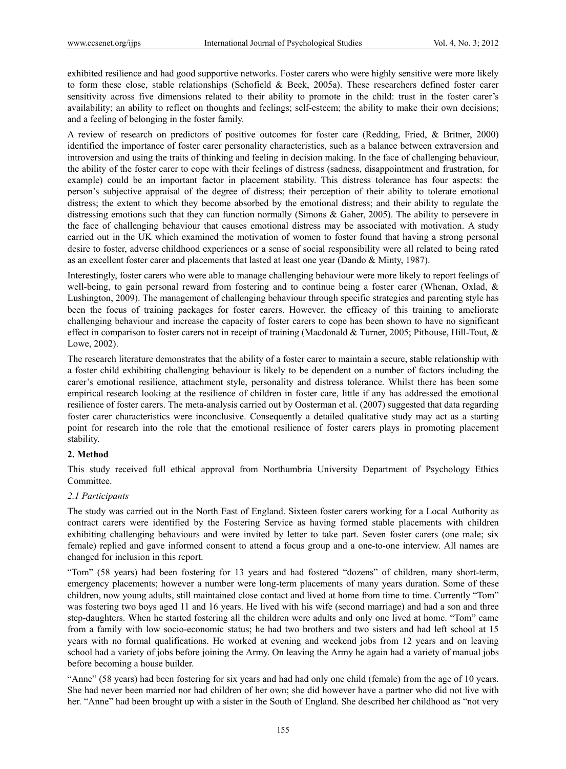exhibited resilience and had good supportive networks. Foster carers who were highly sensitive were more likely to form these close, stable relationships (Schofield & Beek, 2005a). These researchers defined foster carer sensitivity across five dimensions related to their ability to promote in the child: trust in the foster carer's availability; an ability to reflect on thoughts and feelings; self-esteem; the ability to make their own decisions; and a feeling of belonging in the foster family.

A review of research on predictors of positive outcomes for foster care (Redding, Fried, & Britner, 2000) identified the importance of foster carer personality characteristics, such as a balance between extraversion and introversion and using the traits of thinking and feeling in decision making. In the face of challenging behaviour, the ability of the foster carer to cope with their feelings of distress (sadness, disappointment and frustration, for example) could be an important factor in placement stability. This distress tolerance has four aspects: the person's subjective appraisal of the degree of distress; their perception of their ability to tolerate emotional distress; the extent to which they become absorbed by the emotional distress; and their ability to regulate the distressing emotions such that they can function normally (Simons & Gaher, 2005). The ability to persevere in the face of challenging behaviour that causes emotional distress may be associated with motivation. A study carried out in the UK which examined the motivation of women to foster found that having a strong personal desire to foster, adverse childhood experiences or a sense of social responsibility were all related to being rated as an excellent foster carer and placements that lasted at least one year (Dando & Minty, 1987).

Interestingly, foster carers who were able to manage challenging behaviour were more likely to report feelings of well-being, to gain personal reward from fostering and to continue being a foster carer (Whenan, Oxlad, & Lushington, 2009). The management of challenging behaviour through specific strategies and parenting style has been the focus of training packages for foster carers. However, the efficacy of this training to ameliorate challenging behaviour and increase the capacity of foster carers to cope has been shown to have no significant effect in comparison to foster carers not in receipt of training (Macdonald & Turner, 2005; Pithouse, Hill-Tout, & Lowe, 2002).

The research literature demonstrates that the ability of a foster carer to maintain a secure, stable relationship with a foster child exhibiting challenging behaviour is likely to be dependent on a number of factors including the carer's emotional resilience, attachment style, personality and distress tolerance. Whilst there has been some empirical research looking at the resilience of children in foster care, little if any has addressed the emotional resilience of foster carers. The meta-analysis carried out by Oosterman et al. (2007) suggested that data regarding foster carer characteristics were inconclusive. Consequently a detailed qualitative study may act as a starting point for research into the role that the emotional resilience of foster carers plays in promoting placement stability.

## 2. Method

This study received full ethical approval from Northumbria University Department of Psychology Ethics Committee.

### *2.1 Participants*

The study was carried out in the North East of England. Sixteen foster carers working for a Local Authority as contract carers were identified by the Fostering Service as having formed stable placements with children exhibiting challenging behaviours and were invited by letter to take part. Seven foster carers (one male; six female) replied and gave informed consent to attend a focus group and a one-to-one interview. All names are changed for inclusion in this report.

"Tom" (58 years) had been fostering for 13 years and had fostered "dozens" of children, many short-term, emergency placements; however a number were long-term placements of many years duration. Some of these children, now young adults, still maintained close contact and lived at home from time to time. Currently "Tom" was fostering two boys aged 11 and 16 years. He lived with his wife (second marriage) and had a son and three step-daughters. When he started fostering all the children were adults and only one lived at home. "Tom" came from a family with low socio-economic status; he had two brothers and two sisters and had left school at 15 years with no formal qualifications. He worked at evening and weekend jobs from 12 years and on leaving school had a variety of jobs before joining the Army. On leaving the Army he again had a variety of manual jobs before becoming a house builder.

"Anne" (58 years) had been fostering for six years and had had only one child (female) from the age of 10 years. She had never been married nor had children of her own; she did however have a partner who did not live with her. "Anne" had been brought up with a sister in the South of England. She described her childhood as "not very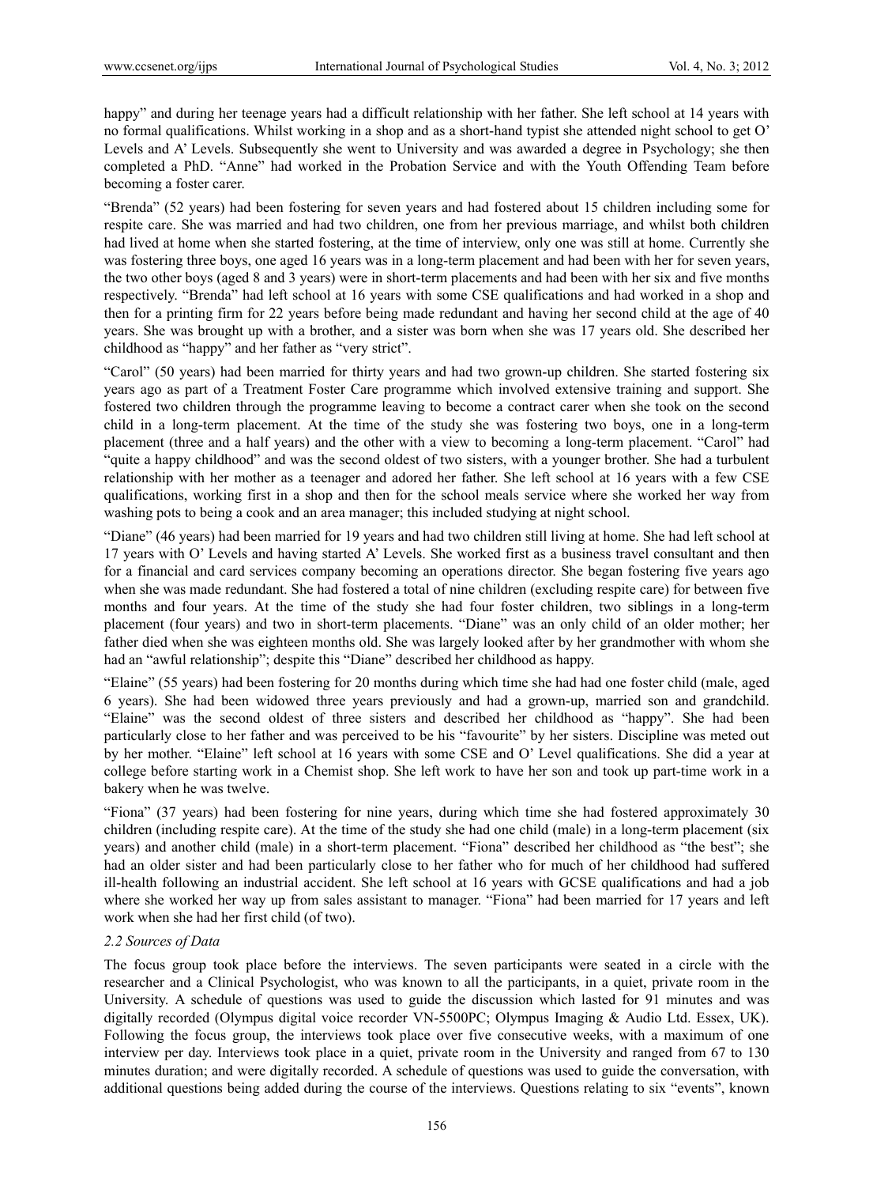happy" and during her teenage years had a difficult relationship with her father. She left school at 14 years with no formal qualifications. Whilst working in a shop and as a short-hand typist she attended night school to get O' Levels and A' Levels. Subsequently she went to University and was awarded a degree in Psychology; she then completed a PhD. "Anne" had worked in the Probation Service and with the Youth Offending Team before becoming a foster carer.

"Brenda" (52 years) had been fostering for seven years and had fostered about 15 children including some for respite care. She was married and had two children, one from her previous marriage, and whilst both children had lived at home when she started fostering, at the time of interview, only one was still at home. Currently she was fostering three boys, one aged 16 years was in a long-term placement and had been with her for seven years, the two other boys (aged 8 and 3 years) were in short-term placements and had been with her six and five months respectively. "Brenda" had left school at 16 years with some CSE qualifications and had worked in a shop and then for a printing firm for 22 years before being made redundant and having her second child at the age of 40 years. She was brought up with a brother, and a sister was born when she was 17 years old. She described her childhood as "happy" and her father as "very strict".

"Carol" (50 years) had been married for thirty years and had two grown-up children. She started fostering six years ago as part of a Treatment Foster Care programme which involved extensive training and support. She fostered two children through the programme leaving to become a contract carer when she took on the second child in a long-term placement. At the time of the study she was fostering two boys, one in a long-term placement (three and a half years) and the other with a view to becoming a long-term placement. "Carol" had "quite a happy childhood" and was the second oldest of two sisters, with a younger brother. She had a turbulent relationship with her mother as a teenager and adored her father. She left school at 16 years with a few CSE qualifications, working first in a shop and then for the school meals service where she worked her way from washing pots to being a cook and an area manager; this included studying at night school.

"Diane" (46 years) had been married for 19 years and had two children still living at home. She had left school at 17 years with O' Levels and having started A' Levels. She worked first as a business travel consultant and then for a financial and card services company becoming an operations director. She began fostering five years ago when she was made redundant. She had fostered a total of nine children (excluding respite care) for between five months and four years. At the time of the study she had four foster children, two siblings in a long-term placement (four years) and two in short-term placements. "Diane" was an only child of an older mother; her father died when she was eighteen months old. She was largely looked after by her grandmother with whom she had an "awful relationship"; despite this "Diane" described her childhood as happy.

"Elaine" (55 years) had been fostering for 20 months during which time she had had one foster child (male, aged 6 years). She had been widowed three years previously and had a grown-up, married son and grandchild. "Elaine" was the second oldest of three sisters and described her childhood as "happy". She had been particularly close to her father and was perceived to be his "favourite" by her sisters. Discipline was meted out by her mother. "Elaine" left school at 16 years with some CSE and O' Level qualifications. She did a year at college before starting work in a Chemist shop. She left work to have her son and took up part-time work in a bakery when he was twelve.

"Fiona" (37 years) had been fostering for nine years, during which time she had fostered approximately 30 children (including respite care). At the time of the study she had one child (male) in a long-term placement (six years) and another child (male) in a short-term placement. "Fiona" described her childhood as "the best"; she had an older sister and had been particularly close to her father who for much of her childhood had suffered ill-health following an industrial accident. She left school at 16 years with GCSE qualifications and had a job where she worked her way up from sales assistant to manager. "Fiona" had been married for 17 years and left work when she had her first child (of two).

### *2.2 Sources of Data*

The focus group took place before the interviews. The seven participants were seated in a circle with the researcher and a Clinical Psychologist, who was known to all the participants, in a quiet, private room in the University. A schedule of questions was used to guide the discussion which lasted for 91 minutes and was digitally recorded (Olympus digital voice recorder VN-5500PC; Olympus Imaging & Audio Ltd. Essex, UK). Following the focus group, the interviews took place over five consecutive weeks, with a maximum of one interview per day. Interviews took place in a quiet, private room in the University and ranged from 67 to 130 minutes duration; and were digitally recorded. A schedule of questions was used to guide the conversation, with additional questions being added during the course of the interviews. Questions relating to six "events", known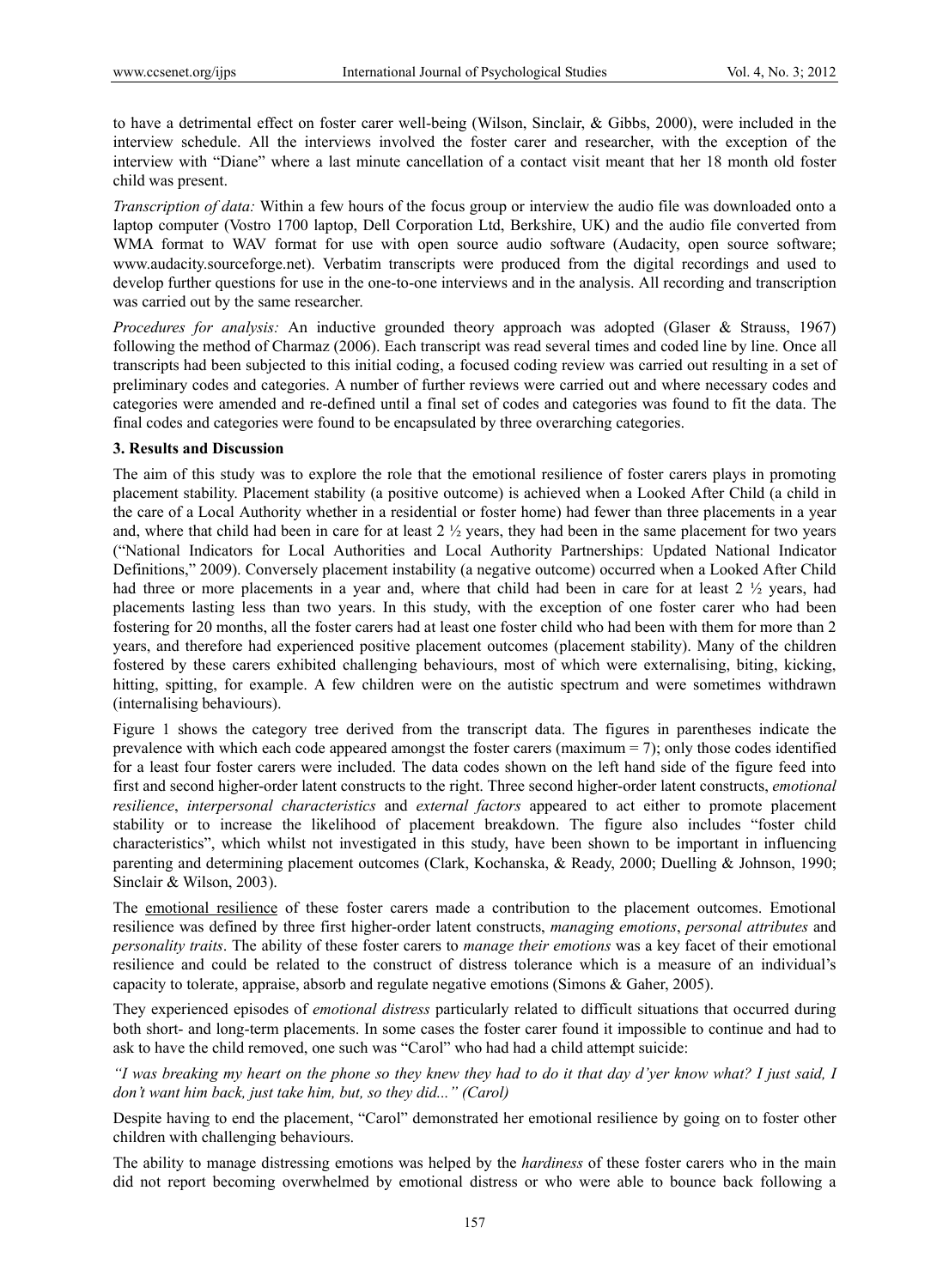to have a detrimental effect on foster carer well-being (Wilson, Sinclair, & Gibbs, 2000), were included in the interview schedule. All the interviews involved the foster carer and researcher, with the exception of the interview with "Diane" where a last minute cancellation of a contact visit meant that her 18 month old foster child was present.

*Transcription of data:* Within a few hours of the focus group or interview the audio file was downloaded onto a laptop computer (Vostro 1700 laptop, Dell Corporation Ltd, Berkshire, UK) and the audio file converted from WMA format to WAV format for use with open source audio software (Audacity, open source software; www.audacity.sourceforge.net). Verbatim transcripts were produced from the digital recordings and used to develop further questions for use in the one-to-one interviews and in the analysis. All recording and transcription was carried out by the same researcher.

*Procedures for analysis:* An inductive grounded theory approach was adopted (Glaser & Strauss, 1967) following the method of Charmaz (2006). Each transcript was read several times and coded line by line. Once all transcripts had been subjected to this initial coding, a focused coding review was carried out resulting in a set of preliminary codes and categories. A number of further reviews were carried out and where necessary codes and categories were amended and re-defined until a final set of codes and categories was found to fit the data. The final codes and categories were found to be encapsulated by three overarching categories.

**3. Results and Discussion**

The aim of this study was to explore the role that the emotional resilience of foster carers plays in promoting placement stability. Placement stability (a positive outcome) is achieved when a Looked After Child (a child in the care of a Local Authority whether in a residential or foster home) had fewer than three placements in a year and, where that child had been in care for at least 2 ½ years, they had been in the same placement for two years ("National Indicators for Local Authorities and Local Authority Partnerships: Updated National Indicator Definitions," 2009). Conversely placement instability (a negative outcome) occurred when a Looked After Child had three or more placements in a year and, where that child had been in care for at least 2 ½ years, had placements lasting less than two years. In this study, with the exception of one foster carer who had been fostering for 20 months, all the foster carers had at least one foster child who had been with them for more than 2 years, and therefore had experienced positive placement outcomes (placement stability). Many of the children fostered by these carers exhibited challenging behaviours, most of which were externalising, biting, kicking, hitting, spitting, for example. A few children were on the autistic spectrum and were sometimes withdrawn (internalising behaviours).

Figure 1 shows the category tree derived from the transcript data. The figures in parentheses indicate the prevalence with which each code appeared amongst the foster carers (maximum = 7); only those codes identified for a least four foster carers were included. The data codes shown on the left hand side of the figure feed into first and second higher-order latent constructs to the right. Three second higher-order latent constructs, *emotional resilience*, *interpersonal characteristics* and *external factors* appeared to act either to promote placement stability or to increase the likelihood of placement breakdown. The figure also includes "foster child characteristics", which whilst not investigated in this study, have been shown to be important in influencing parenting and determining placement outcomes (Clark, Kochanska, & Ready, 2000; Duelling & Johnson, 1990; Sinclair & Wilson, 2003).

The emotional resilience of these foster carers made a contribution to the placement outcomes. Emotional resilience was defined by three first higher-order latent constructs, *managing emotions*, *personal attributes* and *personality traits*. The ability of these foster carers to *manage their emotions* was a key facet of their emotional resilience and could be related to the construct of distress tolerance which is a measure of an individual's capacity to tolerate, appraise, absorb and regulate negative emotions (Simons & Gaher, 2005).

They experienced episodes of *emotional distress* particularly related to difficult situations that occurred during both short- and long-term placements. In some cases the foster carer found it impossible to continue and had to ask to have the child removed, one such was "Carol" who had had a child attempt suicide:

*"I was breaking my heart on the phone so they knew they had to do it that day d'yer know what? I just said, I don't want him back, just take him, but, so they did..." (Carol)*

Despite having to end the placement, "Carol" demonstrated her emotional resilience by going on to foster other children with challenging behaviours.

The ability to manage distressing emotions was helped by the *hardiness* of these foster carers who in the main did not report becoming overwhelmed by emotional distress or who were able to bounce back following a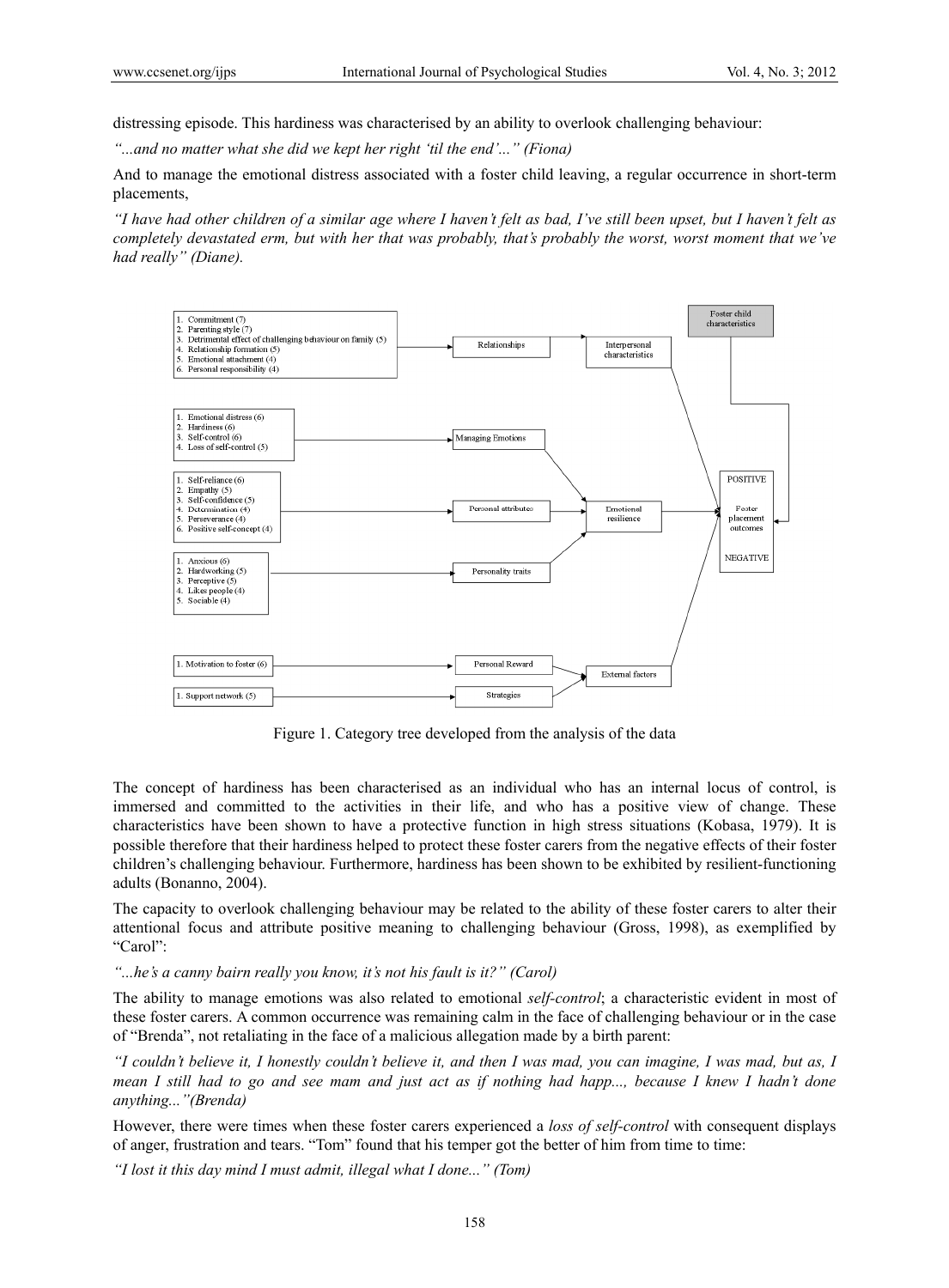distressing episode. This hardiness was characterised by an ability to overlook challenging behaviour:

*"...and no matter what she did we kept her right 'til the end'..." (Fiona)*

And to manage the emotional distress associated with a foster child leaving, a regular occurrence in short-term placements,

*"I have had other children of a similar age where I haven't felt as bad, I've still been upset, but I haven't felt as completely devastated erm, but with her that was probably, that's probably the worst, worst moment that we've had really" (Diane).*

1. Commitment (7)
2. Parenting style (7)
3. Detrimental effect of challenging behaviour on family (5)
4. Relationship formation (5)
5. Emotional attachment (4)
6. Personal responsibility (4)

→ Relationships → Interpersonal characteristics

1. Emotional distress (6)
2. Hardiness (6)
3. Self-control (6)
4. Loss of self-control (5)

→ Managing Emotions → Emotional resilience

1. Self-reliance (6)
2. Empathy (5)
3. Self-confidence (5)
4. Determination (4)
5. Perseverance (4)
6. Positive self-concept (4)

→ Personal attributes → Emotional resilience

1. Anxious (6)
2. Hardworking (5)
3. Perceptive (5)
4. Likes people (4)
5. Sociable (4)

→ Personality traits → Emotional resilience

1. Motivation to foster (6) → Personal Reward → External factors

1. Support network (5) → Strategies → External factors

Interpersonal characteristics, Emotional resilience, External factors, Foster child characteristics → POSITIVE / Foster placement outcomes / NEGATIVE

Figure 1. Category tree developed from the analysis of the data

The concept of hardiness has been characterised as an individual who has an internal locus of control, is immersed and committed to the activities in their life, and who has a positive view of change. These characteristics have been shown to have a protective function in high stress situations (Kobasa, 1979). It is possible therefore that their hardiness helped to protect these foster carers from the negative effects of their foster children's challenging behaviour. Furthermore, hardiness has been shown to be exhibited by resilient-functioning adults (Bonanno, 2004).

The capacity to overlook challenging behaviour may be related to the ability of these foster carers to alter their attentional focus and attribute positive meaning to challenging behaviour (Gross, 1998), as exemplified by "Carol":

*"...he's a canny bairn really you know, it's not his fault is it?" (Carol)*

The ability to manage emotions was also related to emotional *self-control*; a characteristic evident in most of these foster carers. A common occurrence was remaining calm in the face of challenging behaviour or in the case of "Brenda", not retaliating in the face of a malicious allegation made by a birth parent:

*"I couldn't believe it, I honestly couldn't believe it, and then I was mad, you can imagine, I was mad, but as, I mean I still had to go and see mam and just act as if nothing had happ..., because I knew I hadn't done anything..."(Brenda)*

However, there were times when these foster carers experienced a *loss of self-control* with consequent displays of anger, frustration and tears. "Tom" found that his temper got the better of him from time to time:

*"I lost it this day mind I must admit, illegal what I done..." (Tom)*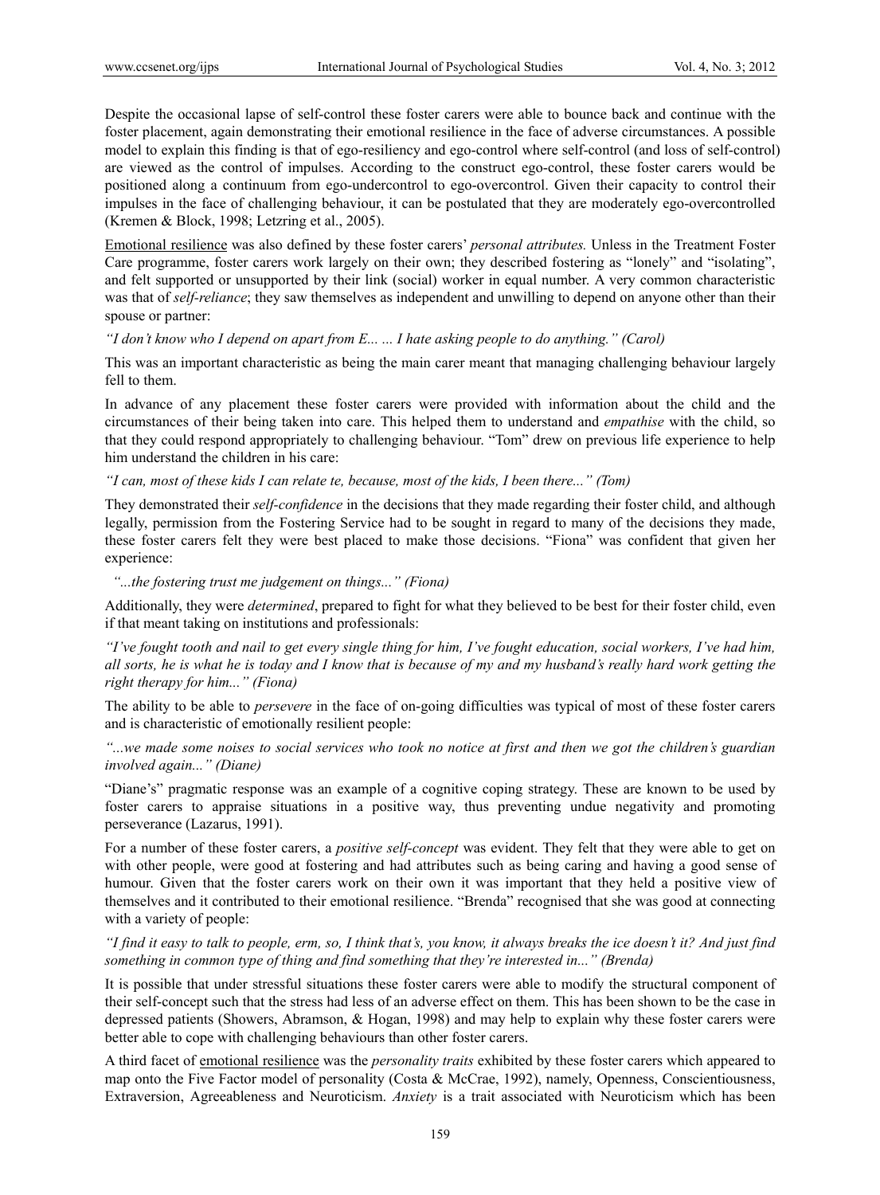Despite the occasional lapse of self-control these foster carers were able to bounce back and continue with the foster placement, again demonstrating their emotional resilience in the face of adverse circumstances. A possible model to explain this finding is that of ego-resiliency and ego-control where self-control (and loss of self-control) are viewed as the control of impulses. According to the construct ego-control, these foster carers would be positioned along a continuum from ego-undercontrol to ego-overcontrol. Given their capacity to control their impulses in the face of challenging behaviour, it can be postulated that they are moderately ego-overcontrolled (Kremen & Block, 1998; Letzring et al., 2005).

Emotional resilience was also defined by these foster carers' *personal attributes.* Unless in the Treatment Foster Care programme, foster carers work largely on their own; they described fostering as "lonely" and "isolating", and felt supported or unsupported by their link (social) worker in equal number. A very common characteristic was that of *self-reliance*; they saw themselves as independent and unwilling to depend on anyone other than their spouse or partner:

*"I don't know who I depend on apart from E... ... I hate asking people to do anything." (Carol)*

This was an important characteristic as being the main carer meant that managing challenging behaviour largely fell to them.

In advance of any placement these foster carers were provided with information about the child and the circumstances of their being taken into care. This helped them to understand and *empathise* with the child, so that they could respond appropriately to challenging behaviour. "Tom" drew on previous life experience to help him understand the children in his care:

*"I can, most of these kids I can relate te, because, most of the kids, I been there..." (Tom)*

They demonstrated their *self-confidence* in the decisions that they made regarding their foster child, and although legally, permission from the Fostering Service had to be sought in regard to many of the decisions they made, these foster carers felt they were best placed to make those decisions. "Fiona" was confident that given her experience:

*"...the fostering trust me judgement on things..." (Fiona)*

Additionally, they were *determined*, prepared to fight for what they believed to be best for their foster child, even if that meant taking on institutions and professionals:

*"I've fought tooth and nail to get every single thing for him, I've fought education, social workers, I've had him, all sorts, he is what he is today and I know that is because of my and my husband's really hard work getting the right therapy for him..." (Fiona)*

The ability to be able to *persevere* in the face of on-going difficulties was typical of most of these foster carers and is characteristic of emotionally resilient people:

*"...we made some noises to social services who took no notice at first and then we got the children's guardian involved again..." (Diane)*

"Diane's" pragmatic response was an example of a cognitive coping strategy. These are known to be used by foster carers to appraise situations in a positive way, thus preventing undue negativity and promoting perseverance (Lazarus, 1991).

For a number of these foster carers, a *positive self-concept* was evident. They felt that they were able to get on with other people, were good at fostering and had attributes such as being caring and having a good sense of humour. Given that the foster carers work on their own it was important that they held a positive view of themselves and it contributed to their emotional resilience. "Brenda" recognised that she was good at connecting with a variety of people:

*"I find it easy to talk to people, erm, so, I think that's, you know, it always breaks the ice doesn't it? And just find something in common type of thing and find something that they're interested in..." (Brenda)*

It is possible that under stressful situations these foster carers were able to modify the structural component of their self-concept such that the stress had less of an adverse effect on them. This has been shown to be the case in depressed patients (Showers, Abramson, & Hogan, 1998) and may help to explain why these foster carers were better able to cope with challenging behaviours than other foster carers.

A third facet of emotional resilience was the *personality traits* exhibited by these foster carers which appeared to map onto the Five Factor model of personality (Costa & McCrae, 1992), namely, Openness, Conscientiousness, Extraversion, Agreeableness and Neuroticism. *Anxiety* is a trait associated with Neuroticism which has been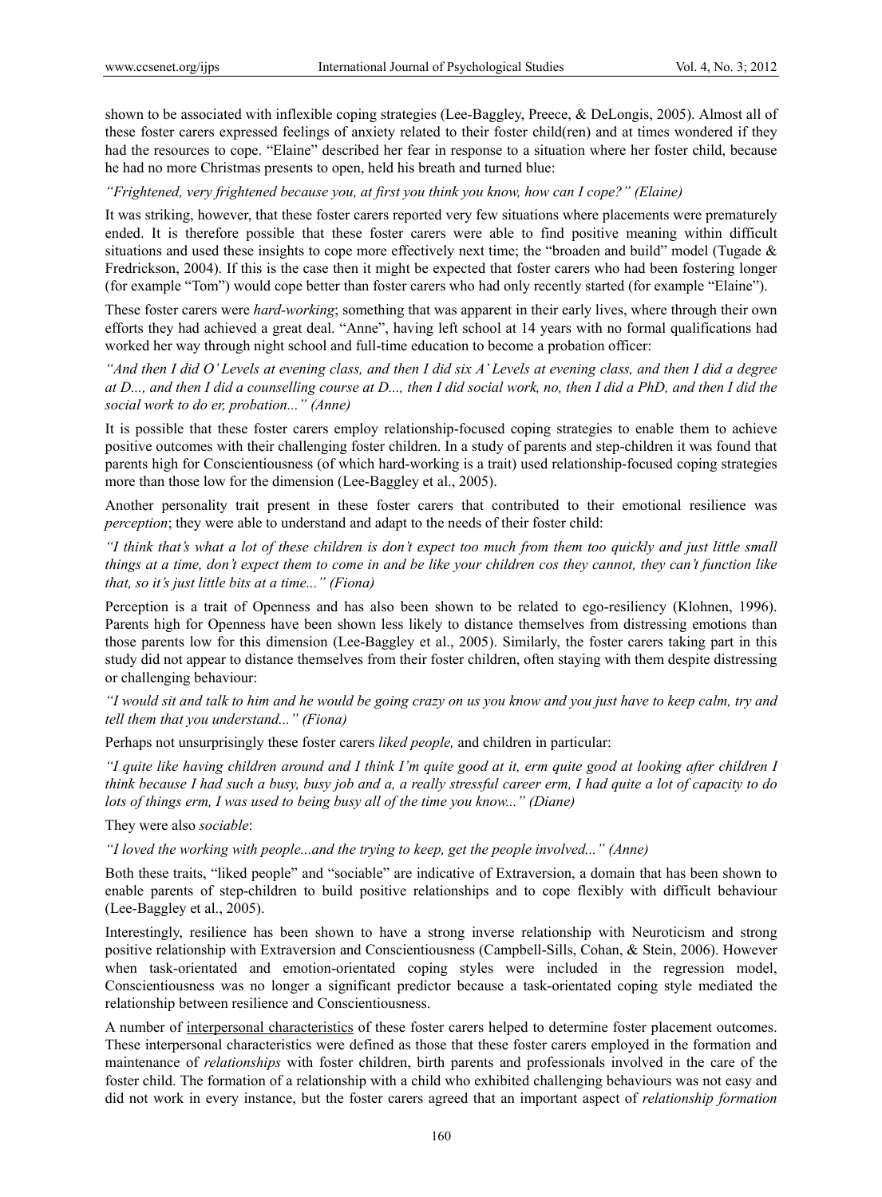shown to be associated with inflexible coping strategies (Lee-Baggley, Preece, & DeLongis, 2005). Almost all of these foster carers expressed feelings of anxiety related to their foster child(ren) and at times wondered if they had the resources to cope. "Elaine" described her fear in response to a situation where her foster child, because he had no more Christmas presents to open, held his breath and turned blue:

*"Frightened, very frightened because you, at first you think you know, how can I cope?" (Elaine)*

It was striking, however, that these foster carers reported very few situations where placements were prematurely ended. It is therefore possible that these foster carers were able to find positive meaning within difficult situations and used these insights to cope more effectively next time; the "broaden and build" model (Tugade & Fredrickson, 2004). If this is the case then it might be expected that foster carers who had been fostering longer (for example "Tom") would cope better than foster carers who had only recently started (for example "Elaine").

These foster carers were *hard-working*; something that was apparent in their early lives, where through their own efforts they had achieved a great deal. "Anne", having left school at 14 years with no formal qualifications had worked her way through night school and full-time education to become a probation officer:

*"And then I did O' Levels at evening class, and then I did six A' Levels at evening class, and then I did a degree at D..., and then I did a counselling course at D..., then I did social work, no, then I did a PhD, and then I did the social work to do er, probation..." (Anne)*

It is possible that these foster carers employ relationship-focused coping strategies to enable them to achieve positive outcomes with their challenging foster children. In a study of parents and step-children it was found that parents high for Conscientiousness (of which hard-working is a trait) used relationship-focused coping strategies more than those low for the dimension (Lee-Baggley et al., 2005).

Another personality trait present in these foster carers that contributed to their emotional resilience was *perception*; they were able to understand and adapt to the needs of their foster child:

*"I think that's what a lot of these children is don't expect too much from them too quickly and just little small things at a time, don't expect them to come in and be like your children cos they cannot, they can't function like that, so it's just little bits at a time..." (Fiona)*

Perception is a trait of Openness and has also been shown to be related to ego-resiliency (Klohnen, 1996). Parents high for Openness have been shown less likely to distance themselves from distressing emotions than those parents low for this dimension (Lee-Baggley et al., 2005). Similarly, the foster carers taking part in this study did not appear to distance themselves from their foster children, often staying with them despite distressing or challenging behaviour:

*"I would sit and talk to him and he would be going crazy on us you know and you just have to keep calm, try and tell them that you understand..." (Fiona)*

Perhaps not unsurprisingly these foster carers *liked people,* and children in particular:

*"I quite like having children around and I think I'm quite good at it, erm quite good at looking after children I think because I had such a busy, busy job and a, a really stressful career erm, I had quite a lot of capacity to do lots of things erm, I was used to being busy all of the time you know..." (Diane)*

They were also *sociable*:

*"I loved the working with people...and the trying to keep, get the people involved..." (Anne)*

Both these traits, "liked people" and "sociable" are indicative of Extraversion, a domain that has been shown to enable parents of step-children to build positive relationships and to cope flexibly with difficult behaviour (Lee-Baggley et al., 2005).

Interestingly, resilience has been shown to have a strong inverse relationship with Neuroticism and strong positive relationship with Extraversion and Conscientiousness (Campbell-Sills, Cohan, & Stein, 2006). However when task-orientated and emotion-orientated coping styles were included in the regression model, Conscientiousness was no longer a significant predictor because a task-orientated coping style mediated the relationship between resilience and Conscientiousness.

A number of interpersonal characteristics of these foster carers helped to determine foster placement outcomes. These interpersonal characteristics were defined as those that these foster carers employed in the formation and maintenance of *relationships* with foster children, birth parents and professionals involved in the care of the foster child. The formation of a relationship with a child who exhibited challenging behaviours was not easy and did not work in every instance, but the foster carers agreed that an important aspect of *relationship formation*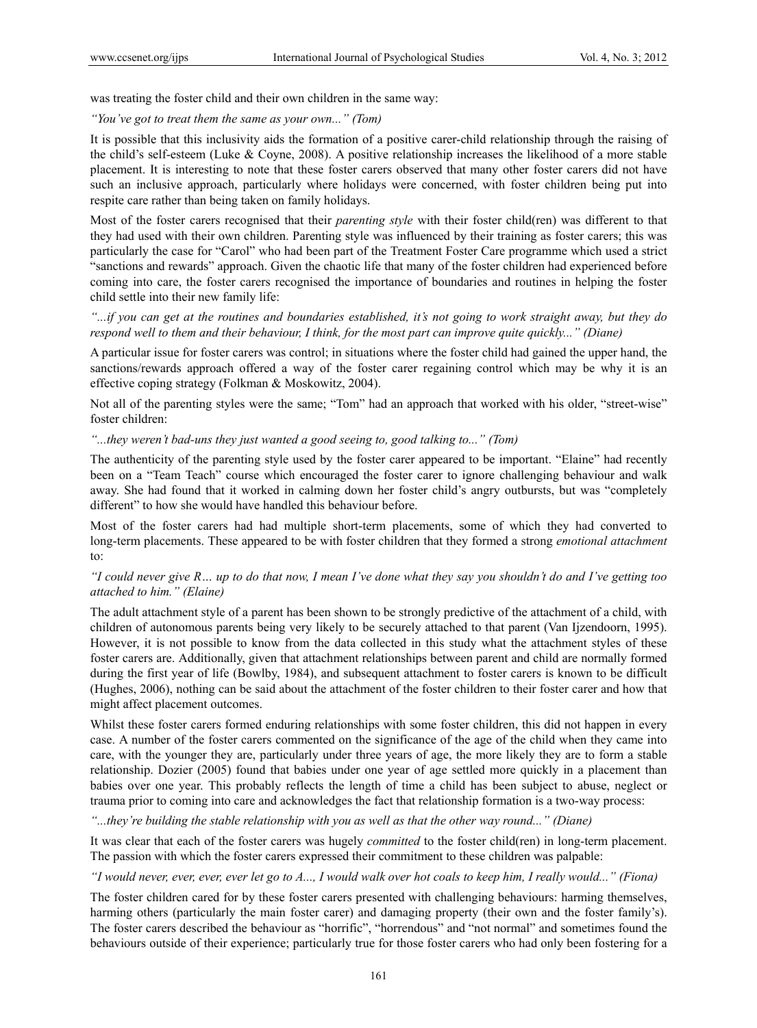was treating the foster child and their own children in the same way:

*"You've got to treat them the same as your own..." (Tom)*

It is possible that this inclusivity aids the formation of a positive carer-child relationship through the raising of the child's self-esteem (Luke & Coyne, 2008). A positive relationship increases the likelihood of a more stable placement. It is interesting to note that these foster carers observed that many other foster carers did not have such an inclusive approach, particularly where holidays were concerned, with foster children being put into respite care rather than being taken on family holidays.

Most of the foster carers recognised that their *parenting style* with their foster child(ren) was different to that they had used with their own children. Parenting style was influenced by their training as foster carers; this was particularly the case for "Carol" who had been part of the Treatment Foster Care programme which used a strict "sanctions and rewards" approach. Given the chaotic life that many of the foster children had experienced before coming into care, the foster carers recognised the importance of boundaries and routines in helping the foster child settle into their new family life:

*"...if you can get at the routines and boundaries established, it's not going to work straight away, but they do respond well to them and their behaviour, I think, for the most part can improve quite quickly..." (Diane)*

A particular issue for foster carers was control; in situations where the foster child had gained the upper hand, the sanctions/rewards approach offered a way of the foster carer regaining control which may be why it is an effective coping strategy (Folkman & Moskowitz, 2004).

Not all of the parenting styles were the same; "Tom" had an approach that worked with his older, "street-wise" foster children:

*"...they weren't bad-uns they just wanted a good seeing to, good talking to..." (Tom)*

The authenticity of the parenting style used by the foster carer appeared to be important. "Elaine" had recently been on a "Team Teach" course which encouraged the foster carer to ignore challenging behaviour and walk away. She had found that it worked in calming down her foster child's angry outbursts, but was "completely different" to how she would have handled this behaviour before.

Most of the foster carers had had multiple short-term placements, some of which they had converted to long-term placements. These appeared to be with foster children that they formed a strong *emotional attachment* to:

*"I could never give R… up to do that now, I mean I've done what they say you shouldn't do and I've getting too attached to him." (Elaine)*

The adult attachment style of a parent has been shown to be strongly predictive of the attachment of a child, with children of autonomous parents being very likely to be securely attached to that parent (Van Ijzendoorn, 1995). However, it is not possible to know from the data collected in this study what the attachment styles of these foster carers are. Additionally, given that attachment relationships between parent and child are normally formed during the first year of life (Bowlby, 1984), and subsequent attachment to foster carers is known to be difficult (Hughes, 2006), nothing can be said about the attachment of the foster children to their foster carer and how that might affect placement outcomes.

Whilst these foster carers formed enduring relationships with some foster children, this did not happen in every case. A number of the foster carers commented on the significance of the age of the child when they came into care, with the younger they are, particularly under three years of age, the more likely they are to form a stable relationship. Dozier (2005) found that babies under one year of age settled more quickly in a placement than babies over one year. This probably reflects the length of time a child has been subject to abuse, neglect or trauma prior to coming into care and acknowledges the fact that relationship formation is a two-way process:

*"...they're building the stable relationship with you as well as that the other way round..." (Diane)*

It was clear that each of the foster carers was hugely *committed* to the foster child(ren) in long-term placement. The passion with which the foster carers expressed their commitment to these children was palpable:

*"I would never, ever, ever, ever let go to A..., I would walk over hot coals to keep him, I really would..." (Fiona)*

The foster children cared for by these foster carers presented with challenging behaviours: harming themselves, harming others (particularly the main foster carer) and damaging property (their own and the foster family's). The foster carers described the behaviour as "horrific", "horrendous" and "not normal" and sometimes found the behaviours outside of their experience; particularly true for those foster carers who had only been fostering for a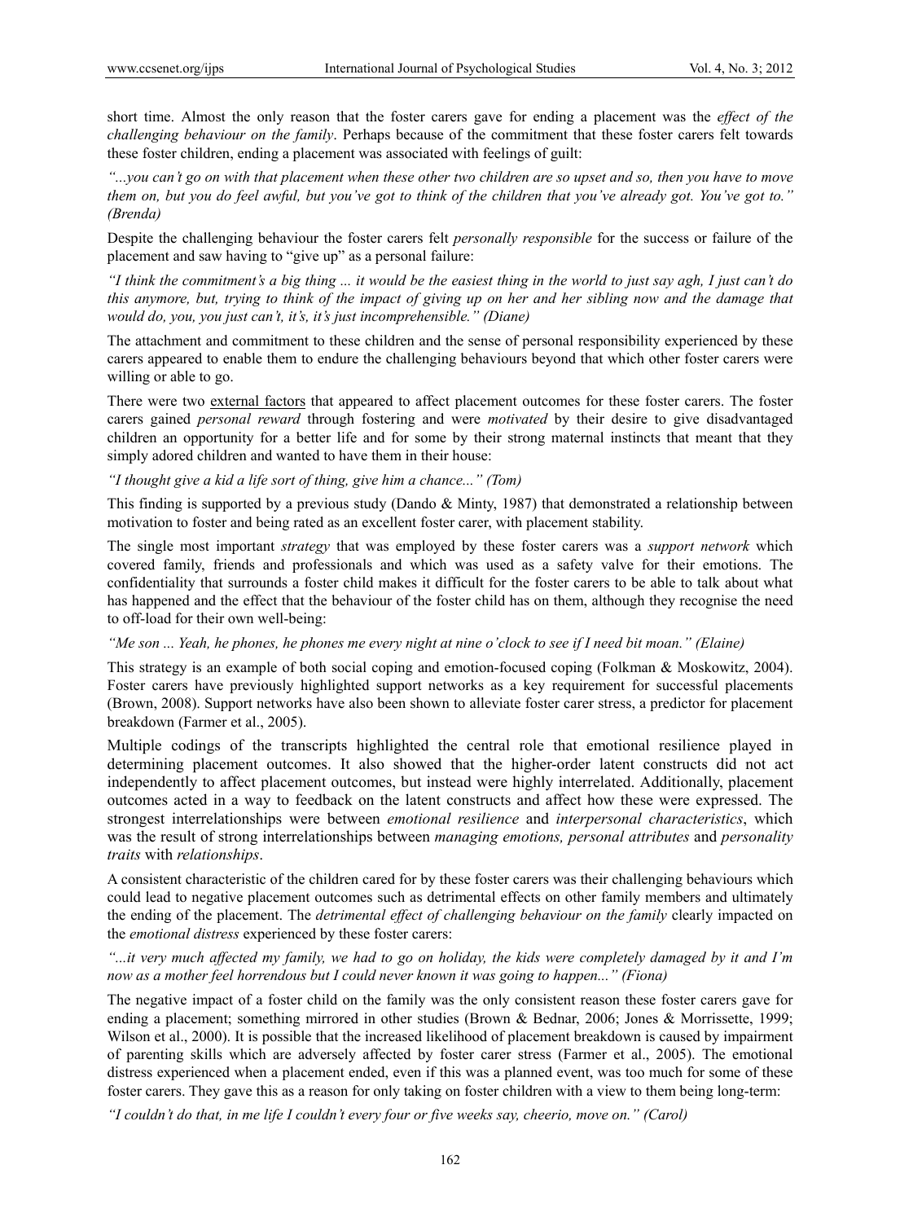short time. Almost the only reason that the foster carers gave for ending a placement was the *effect of the challenging behaviour on the family*. Perhaps because of the commitment that these foster carers felt towards these foster children, ending a placement was associated with feelings of guilt:

*"...you can't go on with that placement when these other two children are so upset and so, then you have to move them on, but you do feel awful, but you've got to think of the children that you've already got. You've got to." (Brenda)*

Despite the challenging behaviour the foster carers felt *personally responsible* for the success or failure of the placement and saw having to "give up" as a personal failure:

*"I think the commitment's a big thing ... it would be the easiest thing in the world to just say agh, I just can't do this anymore, but, trying to think of the impact of giving up on her and her sibling now and the damage that would do, you, you just can't, it's, it's just incomprehensible." (Diane)*

The attachment and commitment to these children and the sense of personal responsibility experienced by these carers appeared to enable them to endure the challenging behaviours beyond that which other foster carers were willing or able to go.

There were two external factors that appeared to affect placement outcomes for these foster carers. The foster carers gained *personal reward* through fostering and were *motivated* by their desire to give disadvantaged children an opportunity for a better life and for some by their strong maternal instincts that meant that they simply adored children and wanted to have them in their house:

*"I thought give a kid a life sort of thing, give him a chance..." (Tom)*

This finding is supported by a previous study (Dando & Minty, 1987) that demonstrated a relationship between motivation to foster and being rated as an excellent foster carer, with placement stability.

The single most important *strategy* that was employed by these foster carers was a *support network* which covered family, friends and professionals and which was used as a safety valve for their emotions. The confidentiality that surrounds a foster child makes it difficult for the foster carers to be able to talk about what has happened and the effect that the behaviour of the foster child has on them, although they recognise the need to off-load for their own well-being:

*"Me son ... Yeah, he phones, he phones me every night at nine o'clock to see if I need bit moan." (Elaine)*

This strategy is an example of both social coping and emotion-focused coping (Folkman & Moskowitz, 2004). Foster carers have previously highlighted support networks as a key requirement for successful placements (Brown, 2008). Support networks have also been shown to alleviate foster carer stress, a predictor for placement breakdown (Farmer et al., 2005).

Multiple codings of the transcripts highlighted the central role that emotional resilience played in determining placement outcomes. It also showed that the higher-order latent constructs did not act independently to affect placement outcomes, but instead were highly interrelated. Additionally, placement outcomes acted in a way to feedback on the latent constructs and affect how these were expressed. The strongest interrelationships were between *emotional resilience* and *interpersonal characteristics*, which was the result of strong interrelationships between *managing emotions, personal attributes* and *personality traits* with *relationships*.

A consistent characteristic of the children cared for by these foster carers was their challenging behaviours which could lead to negative placement outcomes such as detrimental effects on other family members and ultimately the ending of the placement. The *detrimental effect of challenging behaviour on the family* clearly impacted on the *emotional distress* experienced by these foster carers:

*"...it very much affected my family, we had to go on holiday, the kids were completely damaged by it and I'm now as a mother feel horrendous but I could never known it was going to happen..." (Fiona)*

The negative impact of a foster child on the family was the only consistent reason these foster carers gave for ending a placement; something mirrored in other studies (Brown & Bednar, 2006; Jones & Morrissette, 1999; Wilson et al., 2000). It is possible that the increased likelihood of placement breakdown is caused by impairment of parenting skills which are adversely affected by foster carer stress (Farmer et al., 2005). The emotional distress experienced when a placement ended, even if this was a planned event, was too much for some of these foster carers. They gave this as a reason for only taking on foster children with a view to them being long-term:

*"I couldn't do that, in me life I couldn't every four or five weeks say, cheerio, move on." (Carol)*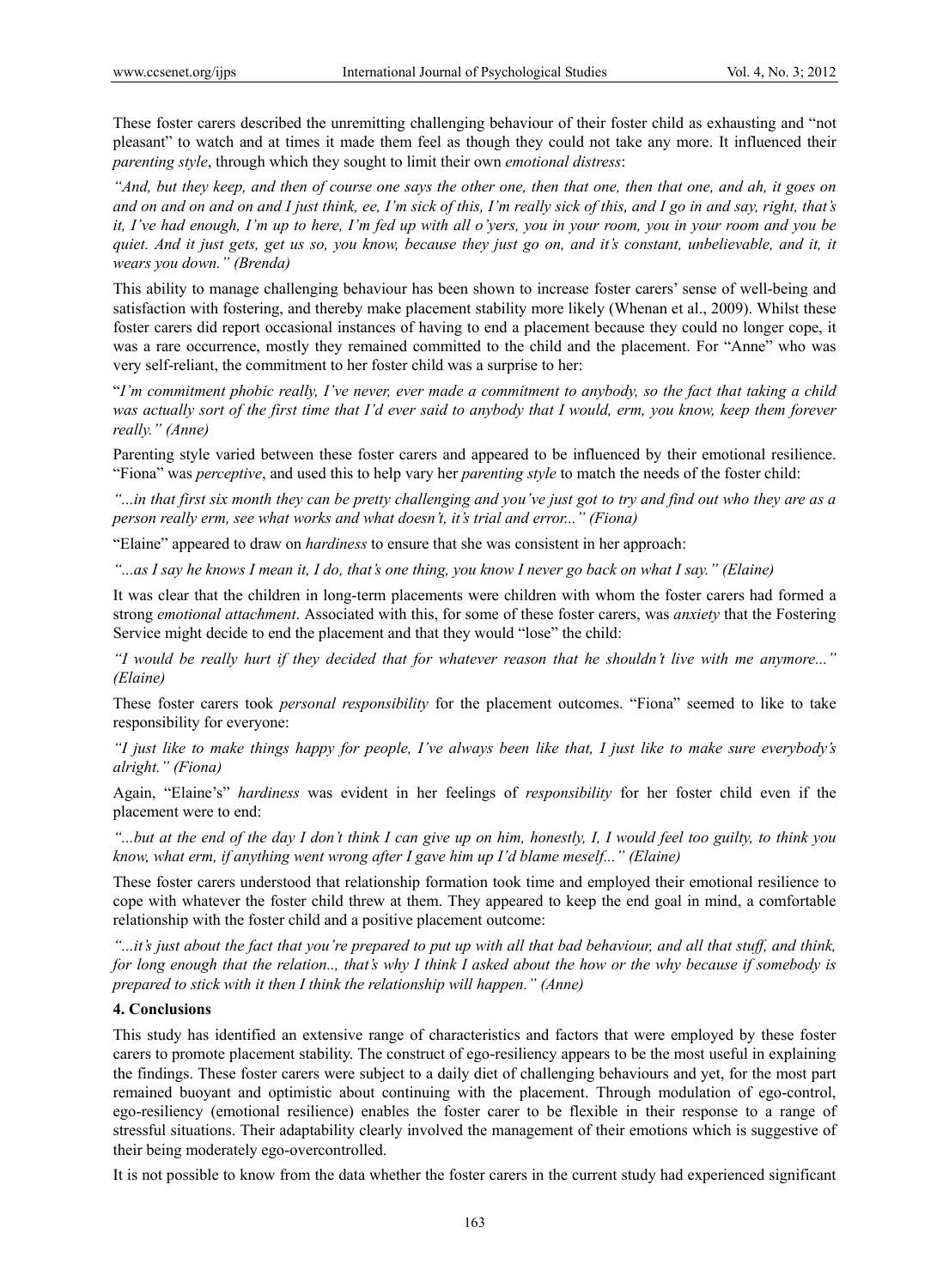These foster carers described the unremitting challenging behaviour of their foster child as exhausting and "not pleasant" to watch and at times it made them feel as though they could not take any more. It influenced their *parenting style*, through which they sought to limit their own *emotional distress*:

*"And, but they keep, and then of course one says the other one, then that one, then that one, and ah, it goes on and on and on and on and I just think, ee, I'm sick of this, I'm really sick of this, and I go in and say, right, that's it, I've had enough, I'm up to here, I'm fed up with all o'yers, you in your room, you in your room and you be quiet. And it just gets, get us so, you know, because they just go on, and it's constant, unbelievable, and it, it wears you down." (Brenda)*

This ability to manage challenging behaviour has been shown to increase foster carers' sense of well-being and satisfaction with fostering, and thereby make placement stability more likely (Whenan et al., 2009). Whilst these foster carers did report occasional instances of having to end a placement because they could no longer cope, it was a rare occurrence, mostly they remained committed to the child and the placement. For "Anne" who was very self-reliant, the commitment to her foster child was a surprise to her:

"*I'm commitment phobic really, I've never, ever made a commitment to anybody, so the fact that taking a child was actually sort of the first time that I'd ever said to anybody that I would, erm, you know, keep them forever really." (Anne)*

Parenting style varied between these foster carers and appeared to be influenced by their emotional resilience. "Fiona" was *perceptive*, and used this to help vary her *parenting style* to match the needs of the foster child:

*"...in that first six month they can be pretty challenging and you've just got to try and find out who they are as a person really erm, see what works and what doesn't, it's trial and error..." (Fiona)*

"Elaine" appeared to draw on *hardiness* to ensure that she was consistent in her approach:

*"...as I say he knows I mean it, I do, that's one thing, you know I never go back on what I say." (Elaine)*

It was clear that the children in long-term placements were children with whom the foster carers had formed a strong *emotional attachment*. Associated with this, for some of these foster carers, was *anxiety* that the Fostering Service might decide to end the placement and that they would "lose" the child:

*"I would be really hurt if they decided that for whatever reason that he shouldn't live with me anymore..." (Elaine)*

These foster carers took *personal responsibility* for the placement outcomes. "Fiona" seemed to like to take responsibility for everyone:

*"I just like to make things happy for people, I've always been like that, I just like to make sure everybody's alright." (Fiona)*

Again, "Elaine's" *hardiness* was evident in her feelings of *responsibility* for her foster child even if the placement were to end:

*"...but at the end of the day I don't think I can give up on him, honestly, I, I would feel too guilty, to think you know, what erm, if anything went wrong after I gave him up I'd blame meself..." (Elaine)*

These foster carers understood that relationship formation took time and employed their emotional resilience to cope with whatever the foster child threw at them. They appeared to keep the end goal in mind, a comfortable relationship with the foster child and a positive placement outcome:

*"...it's just about the fact that you're prepared to put up with all that bad behaviour, and all that stuff, and think, for long enough that the relation.., that's why I think I asked about the how or the why because if somebody is prepared to stick with it then I think the relationship will happen." (Anne)*

## 4. Conclusions

This study has identified an extensive range of characteristics and factors that were employed by these foster carers to promote placement stability. The construct of ego-resiliency appears to be the most useful in explaining the findings. These foster carers were subject to a daily diet of challenging behaviours and yet, for the most part remained buoyant and optimistic about continuing with the placement. Through modulation of ego-control, ego-resiliency (emotional resilience) enables the foster carer to be flexible in their response to a range of stressful situations. Their adaptability clearly involved the management of their emotions which is suggestive of their being moderately ego-overcontrolled.

It is not possible to know from the data whether the foster carers in the current study had experienced significant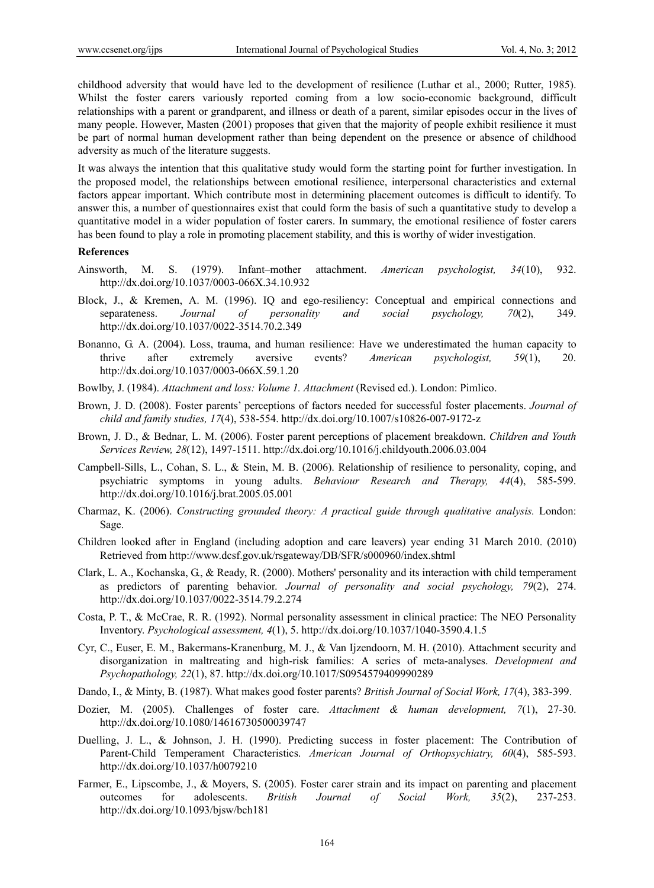childhood adversity that would have led to the development of resilience (Luthar et al., 2000; Rutter, 1985). Whilst the foster carers variously reported coming from a low socio-economic background, difficult relationships with a parent or grandparent, and illness or death of a parent, similar episodes occur in the lives of many people. However, Masten (2001) proposes that given that the majority of people exhibit resilience it must be part of normal human development rather than being dependent on the presence or absence of childhood adversity as much of the literature suggests.

It was always the intention that this qualitative study would form the starting point for further investigation. In the proposed model, the relationships between emotional resilience, interpersonal characteristics and external factors appear important. Which contribute most in determining placement outcomes is difficult to identify. To answer this, a number of questionnaires exist that could form the basis of such a quantitative study to develop a quantitative model in a wider population of foster carers. In summary, the emotional resilience of foster carers has been found to play a role in promoting placement stability, and this is worthy of wider investigation.

**References**

Ainsworth, M. S. (1979). Infant–mother attachment. *American psychologist, 34*(10), 932. http://dx.doi.org/10.1037/0003-066X.34.10.932

Block, J., & Kremen, A. M. (1996). IQ and ego-resiliency: Conceptual and empirical connections and separateness. *Journal of personality and social psychology, 70*(2), 349. http://dx.doi.org/10.1037/0022-3514.70.2.349

Bonanno, G. A. (2004). Loss, trauma, and human resilience: Have we underestimated the human capacity to thrive after extremely aversive events? *American psychologist, 59*(1), 20. http://dx.doi.org/10.1037/0003-066X.59.1.20

Bowlby, J. (1984). *Attachment and loss: Volume 1. Attachment* (Revised ed.). London: Pimlico.

Brown, J. D. (2008). Foster parents' perceptions of factors needed for successful foster placements. *Journal of child and family studies, 17*(4), 538-554. http://dx.doi.org/10.1007/s10826-007-9172-z

Brown, J. D., & Bednar, L. M. (2006). Foster parent perceptions of placement breakdown. *Children and Youth Services Review, 28*(12), 1497-1511. http://dx.doi.org/10.1016/j.childyouth.2006.03.004

Campbell-Sills, L., Cohan, S. L., & Stein, M. B. (2006). Relationship of resilience to personality, coping, and psychiatric symptoms in young adults. *Behaviour Research and Therapy, 44*(4), 585-599. http://dx.doi.org/10.1016/j.brat.2005.05.001

Charmaz, K. (2006). *Constructing grounded theory: A practical guide through qualitative analysis.* London: Sage.

Children looked after in England (including adoption and care leavers) year ending 31 March 2010. (2010) Retrieved from http://www.dcsf.gov.uk/rsgateway/DB/SFR/s000960/index.shtml

Clark, L. A., Kochanska, G., & Ready, R. (2000). Mothers' personality and its interaction with child temperament as predictors of parenting behavior. *Journal of personality and social psychology, 79*(2), 274. http://dx.doi.org/10.1037/0022-3514.79.2.274

Costa, P. T., & McCrae, R. R. (1992). Normal personality assessment in clinical practice: The NEO Personality Inventory. *Psychological assessment, 4*(1), 5. http://dx.doi.org/10.1037/1040-3590.4.1.5

Cyr, C., Euser, E. M., Bakermans-Kranenburg, M. J., & Van Ijzendoorn, M. H. (2010). Attachment security and disorganization in maltreating and high-risk families: A series of meta-analyses. *Development and Psychopathology, 22*(1), 87. http://dx.doi.org/10.1017/S0954579409990289

Dando, I., & Minty, B. (1987). What makes good foster parents? *British Journal of Social Work, 17*(4), 383-399.

Dozier, M. (2005). Challenges of foster care. *Attachment & human development, 7*(1), 27-30. http://dx.doi.org/10.1080/14616730500039747

Duelling, J. L., & Johnson, J. H. (1990). Predicting success in foster placement: The Contribution of Parent-Child Temperament Characteristics. *American Journal of Orthopsychiatry, 60*(4), 585-593. http://dx.doi.org/10.1037/h0079210

Farmer, E., Lipscombe, J., & Moyers, S. (2005). Foster carer strain and its impact on parenting and placement outcomes for adolescents. *British Journal of Social Work, 35*(2), 237-253. http://dx.doi.org/10.1093/bjsw/bch181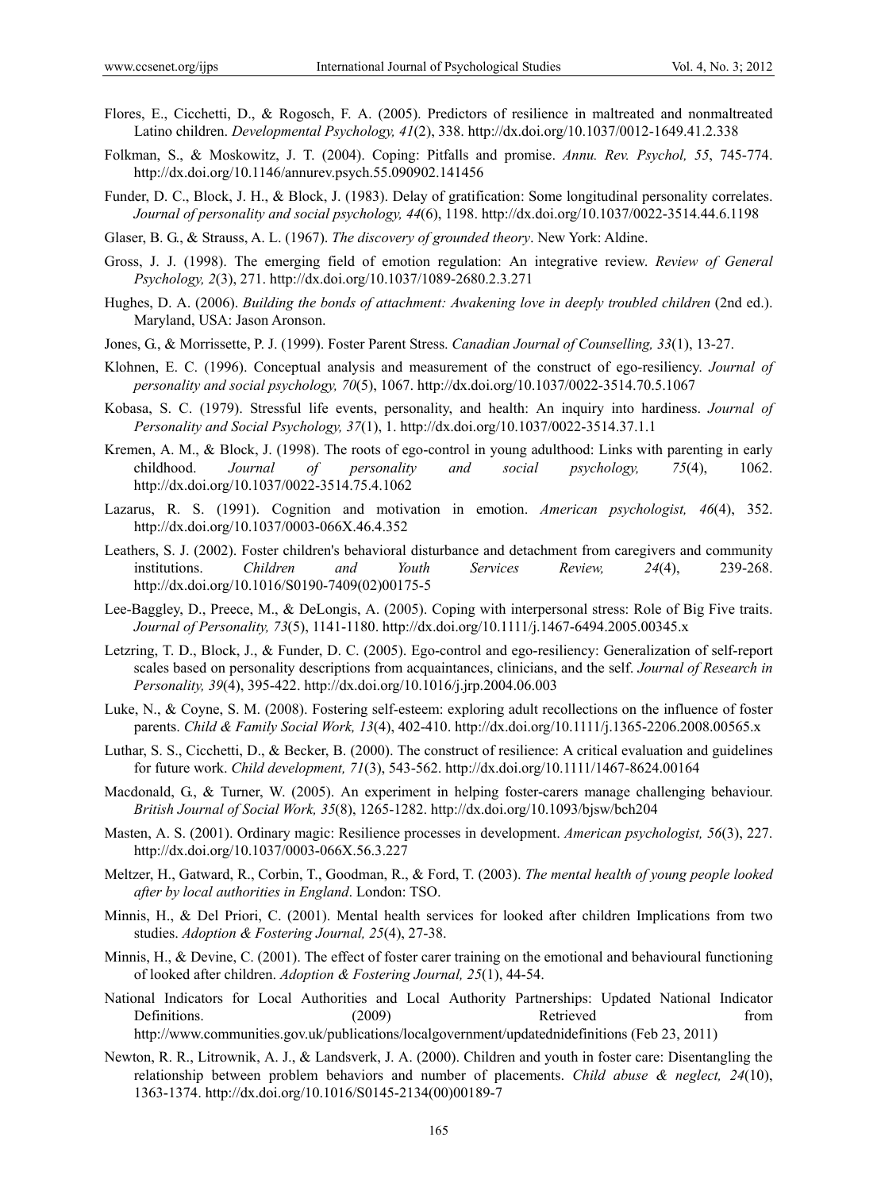Flores, E., Cicchetti, D., & Rogosch, F. A. (2005). Predictors of resilience in maltreated and nonmaltreated Latino children. *Developmental Psychology, 41*(2), 338. http://dx.doi.org/10.1037/0012-1649.41.2.338

Folkman, S., & Moskowitz, J. T. (2004). Coping: Pitfalls and promise. *Annu. Rev. Psychol, 55*, 745-774. http://dx.doi.org/10.1146/annurev.psych.55.090902.141456

Funder, D. C., Block, J. H., & Block, J. (1983). Delay of gratification: Some longitudinal personality correlates. *Journal of personality and social psychology, 44*(6), 1198. http://dx.doi.org/10.1037/0022-3514.44.6.1198

Glaser, B. G., & Strauss, A. L. (1967). *The discovery of grounded theory*. New York: Aldine.

Gross, J. J. (1998). The emerging field of emotion regulation: An integrative review. *Review of General Psychology, 2*(3), 271. http://dx.doi.org/10.1037/1089-2680.2.3.271

Hughes, D. A. (2006). *Building the bonds of attachment: Awakening love in deeply troubled children* (2nd ed.). Maryland, USA: Jason Aronson.

Jones, G., & Morrissette, P. J. (1999). Foster Parent Stress. *Canadian Journal of Counselling, 33*(1), 13-27.

Klohnen, E. C. (1996). Conceptual analysis and measurement of the construct of ego-resiliency. *Journal of personality and social psychology, 70*(5), 1067. http://dx.doi.org/10.1037/0022-3514.70.5.1067

Kobasa, S. C. (1979). Stressful life events, personality, and health: An inquiry into hardiness. *Journal of Personality and Social Psychology, 37*(1), 1. http://dx.doi.org/10.1037/0022-3514.37.1.1

Kremen, A. M., & Block, J. (1998). The roots of ego-control in young adulthood: Links with parenting in early childhood. *Journal of personality and social psychology, 75*(4), 1062. http://dx.doi.org/10.1037/0022-3514.75.4.1062

Lazarus, R. S. (1991). Cognition and motivation in emotion. *American psychologist, 46*(4), 352. http://dx.doi.org/10.1037/0003-066X.46.4.352

Leathers, S. J. (2002). Foster children's behavioral disturbance and detachment from caregivers and community institutions. *Children and Youth Services Review, 24*(4), 239-268. http://dx.doi.org/10.1016/S0190-7409(02)00175-5

Lee-Baggley, D., Preece, M., & DeLongis, A. (2005). Coping with interpersonal stress: Role of Big Five traits. *Journal of Personality, 73*(5), 1141-1180. http://dx.doi.org/10.1111/j.1467-6494.2005.00345.x

Letzring, T. D., Block, J., & Funder, D. C. (2005). Ego-control and ego-resiliency: Generalization of self-report scales based on personality descriptions from acquaintances, clinicians, and the self. *Journal of Research in Personality, 39*(4), 395-422. http://dx.doi.org/10.1016/j.jrp.2004.06.003

Luke, N., & Coyne, S. M. (2008). Fostering self-esteem: exploring adult recollections on the influence of foster parents. *Child & Family Social Work, 13*(4), 402-410. http://dx.doi.org/10.1111/j.1365-2206.2008.00565.x

Luthar, S. S., Cicchetti, D., & Becker, B. (2000). The construct of resilience: A critical evaluation and guidelines for future work. *Child development, 71*(3), 543-562. http://dx.doi.org/10.1111/1467-8624.00164

Macdonald, G., & Turner, W. (2005). An experiment in helping foster-carers manage challenging behaviour. *British Journal of Social Work, 35*(8), 1265-1282. http://dx.doi.org/10.1093/bjsw/bch204

Masten, A. S. (2001). Ordinary magic: Resilience processes in development. *American psychologist, 56*(3), 227. http://dx.doi.org/10.1037/0003-066X.56.3.227

Meltzer, H., Gatward, R., Corbin, T., Goodman, R., & Ford, T. (2003). *The mental health of young people looked after by local authorities in England*. London: TSO.

Minnis, H., & Del Priori, C. (2001). Mental health services for looked after children Implications from two studies. *Adoption & Fostering Journal, 25*(4), 27-38.

Minnis, H., & Devine, C. (2001). The effect of foster carer training on the emotional and behavioural functioning of looked after children. *Adoption & Fostering Journal, 25*(1), 44-54.

National Indicators for Local Authorities and Local Authority Partnerships: Updated National Indicator Definitions. (2009) Retrieved from http://www.communities.gov.uk/publications/localgovernment/updatednidefinitions (Feb 23, 2011)

Newton, R. R., Litrownik, A. J., & Landsverk, J. A. (2000). Children and youth in foster care: Disentangling the relationship between problem behaviors and number of placements. *Child abuse & neglect, 24*(10), 1363-1374. http://dx.doi.org/10.1016/S0145-2134(00)00189-7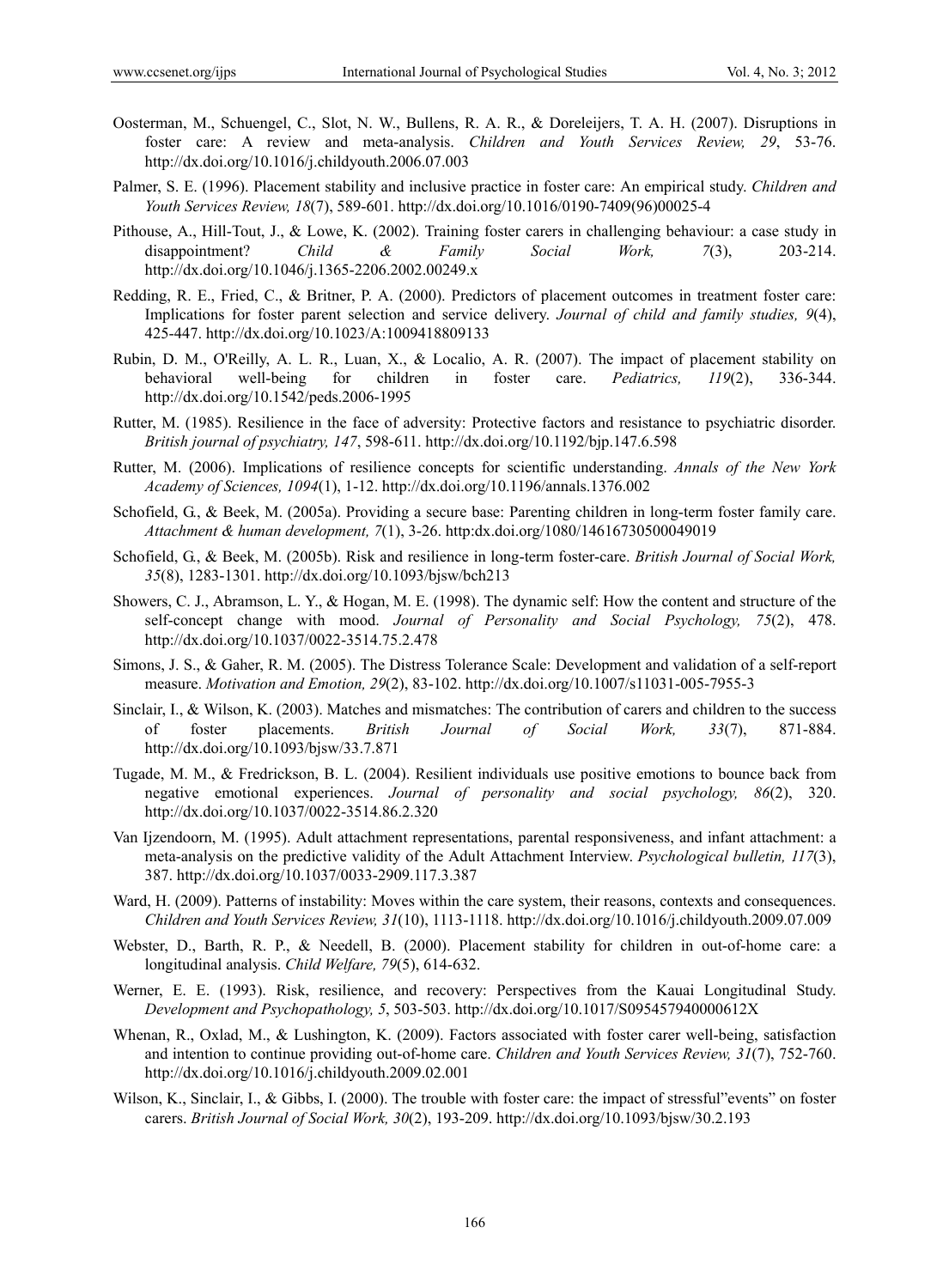Oosterman, M., Schuengel, C., Slot, N. W., Bullens, R. A. R., & Doreleijers, T. A. H. (2007). Disruptions in foster care: A review and meta-analysis. *Children and Youth Services Review, 29*, 53-76. http://dx.doi.org/10.1016/j.childyouth.2006.07.003

Palmer, S. E. (1996). Placement stability and inclusive practice in foster care: An empirical study. *Children and Youth Services Review, 18*(7), 589-601. http://dx.doi.org/10.1016/0190-7409(96)00025-4

Pithouse, A., Hill-Tout, J., & Lowe, K. (2002). Training foster carers in challenging behaviour: a case study in disappointment? *Child & Family Social Work, 7*(3), 203-214. http://dx.doi.org/10.1046/j.1365-2206.2002.00249.x

Redding, R. E., Fried, C., & Britner, P. A. (2000). Predictors of placement outcomes in treatment foster care: Implications for foster parent selection and service delivery. *Journal of child and family studies, 9*(4), 425-447. http://dx.doi.org/10.1023/A:1009418809133

Rubin, D. M., O'Reilly, A. L. R., Luan, X., & Localio, A. R. (2007). The impact of placement stability on behavioral well-being for children in foster care. *Pediatrics, 119*(2), 336-344. http://dx.doi.org/10.1542/peds.2006-1995

Rutter, M. (1985). Resilience in the face of adversity: Protective factors and resistance to psychiatric disorder. *British journal of psychiatry, 147*, 598-611. http://dx.doi.org/10.1192/bjp.147.6.598

Rutter, M. (2006). Implications of resilience concepts for scientific understanding. *Annals of the New York Academy of Sciences, 1094*(1), 1-12. http://dx.doi.org/10.1196/annals.1376.002

Schofield, G., & Beek, M. (2005a). Providing a secure base: Parenting children in long-term foster family care. *Attachment & human development, 7*(1), 3-26. http:dx.doi.org/1080/14616730500049019

Schofield, G., & Beek, M. (2005b). Risk and resilience in long-term foster-care. *British Journal of Social Work, 35*(8), 1283-1301. http://dx.doi.org/10.1093/bjsw/bch213

Showers, C. J., Abramson, L. Y., & Hogan, M. E. (1998). The dynamic self: How the content and structure of the self-concept change with mood. *Journal of Personality and Social Psychology, 75*(2), 478. http://dx.doi.org/10.1037/0022-3514.75.2.478

Simons, J. S., & Gaher, R. M. (2005). The Distress Tolerance Scale: Development and validation of a self-report measure. *Motivation and Emotion, 29*(2), 83-102. http://dx.doi.org/10.1007/s11031-005-7955-3

Sinclair, I., & Wilson, K. (2003). Matches and mismatches: The contribution of carers and children to the success of foster placements. *British Journal of Social Work, 33*(7), 871-884. http://dx.doi.org/10.1093/bjsw/33.7.871

Tugade, M. M., & Fredrickson, B. L. (2004). Resilient individuals use positive emotions to bounce back from negative emotional experiences. *Journal of personality and social psychology, 86*(2), 320. http://dx.doi.org/10.1037/0022-3514.86.2.320

Van Ijzendoorn, M. (1995). Adult attachment representations, parental responsiveness, and infant attachment: a meta-analysis on the predictive validity of the Adult Attachment Interview. *Psychological bulletin, 117*(3), 387. http://dx.doi.org/10.1037/0033-2909.117.3.387

Ward, H. (2009). Patterns of instability: Moves within the care system, their reasons, contexts and consequences. *Children and Youth Services Review, 31*(10), 1113-1118. http://dx.doi.org/10.1016/j.childyouth.2009.07.009

Webster, D., Barth, R. P., & Needell, B. (2000). Placement stability for children in out-of-home care: a longitudinal analysis. *Child Welfare, 79*(5), 614-632.

Werner, E. E. (1993). Risk, resilience, and recovery: Perspectives from the Kauai Longitudinal Study. *Development and Psychopathology, 5*, 503-503. http://dx.doi.org/10.1017/S095457940000612X

Whenan, R., Oxlad, M., & Lushington, K. (2009). Factors associated with foster carer well-being, satisfaction and intention to continue providing out-of-home care. *Children and Youth Services Review, 31*(7), 752-760. http://dx.doi.org/10.1016/j.childyouth.2009.02.001

Wilson, K., Sinclair, I., & Gibbs, I. (2000). The trouble with foster care: the impact of stressful"events" on foster carers. *British Journal of Social Work, 30*(2), 193-209. http://dx.doi.org/10.1093/bjsw/30.2.193